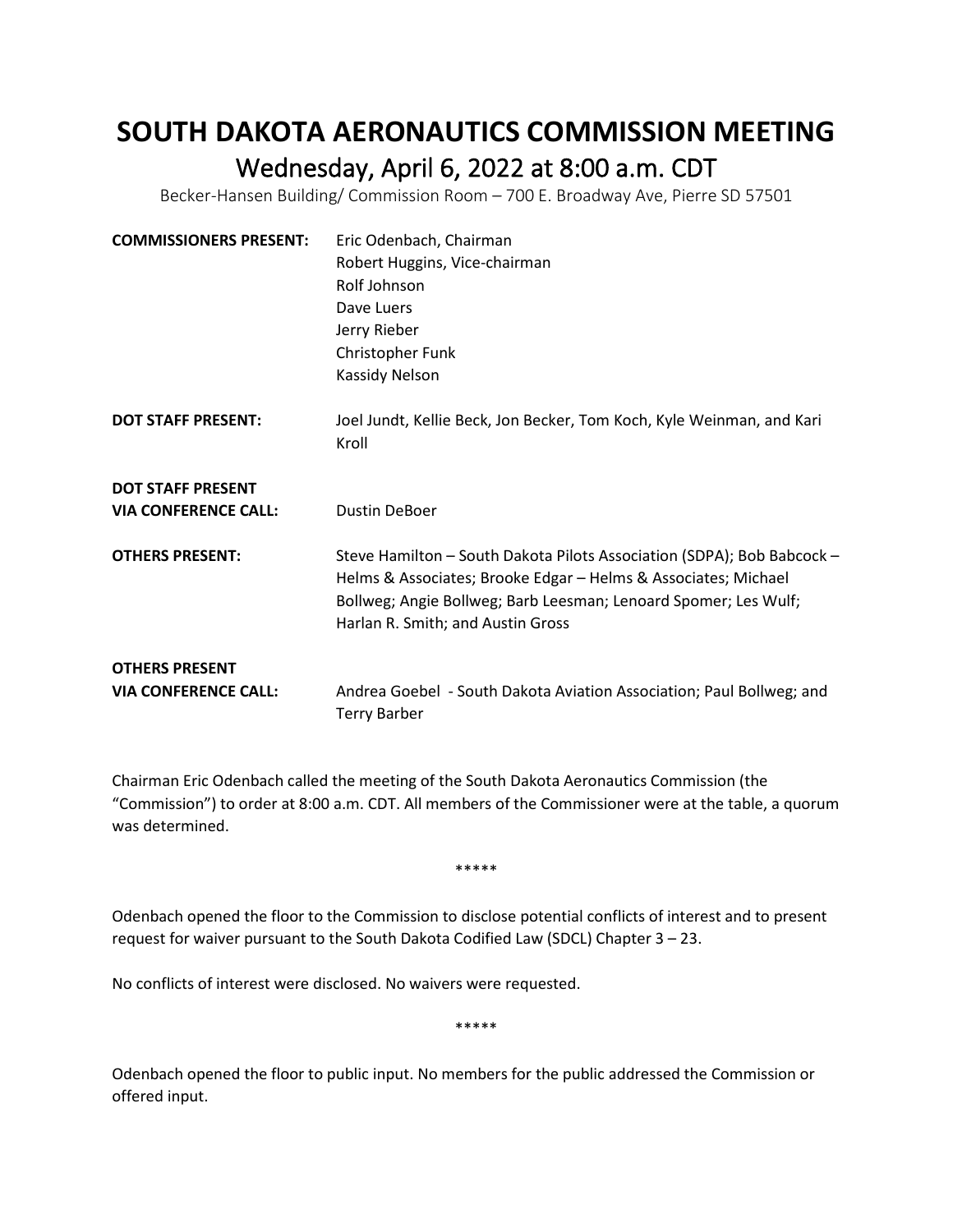# SOUTH DAKOTA AERONAUTICS COMMISSION MEETING

## Wednesday, April 6, 2022 at 8:00 a.m. CDT

Becker-Hansen Building/ Commission Room – 700 E. Broadway Ave, Pierre SD 57501

| | |
|---|---|
| **COMMISSIONERS PRESENT:** | Eric Odenbach, Chairman<br>Robert Huggins, Vice-chairman<br>Rolf Johnson<br>Dave Luers<br>Jerry Rieber<br>Christopher Funk<br>Kassidy Nelson |
| **DOT STAFF PRESENT:** | Joel Jundt, Kellie Beck, Jon Becker, Tom Koch, Kyle Weinman, and Kari Kroll |
| **DOT STAFF PRESENT VIA CONFERENCE CALL:** | Dustin DeBoer |
| **OTHERS PRESENT:** | Steve Hamilton – South Dakota Pilots Association (SDPA); Bob Babcock – Helms & Associates; Brooke Edgar – Helms & Associates; Michael Bollweg; Angie Bollweg; Barb Leesman; Lenoard Spomer; Les Wulf; Harlan R. Smith; and Austin Gross |
| **OTHERS PRESENT VIA CONFERENCE CALL:** | Andrea Goebel - South Dakota Aviation Association; Paul Bollweg; and Terry Barber |

Chairman Eric Odenbach called the meeting of the South Dakota Aeronautics Commission (the "Commission") to order at 8:00 a.m. CDT. All members of the Commissioner were at the table, a quorum was determined.

*****

Odenbach opened the floor to the Commission to disclose potential conflicts of interest and to present request for waiver pursuant to the South Dakota Codified Law (SDCL) Chapter 3 – 23.

No conflicts of interest were disclosed. No waivers were requested.

*****

Odenbach opened the floor to public input. No members for the public addressed the Commission or offered input.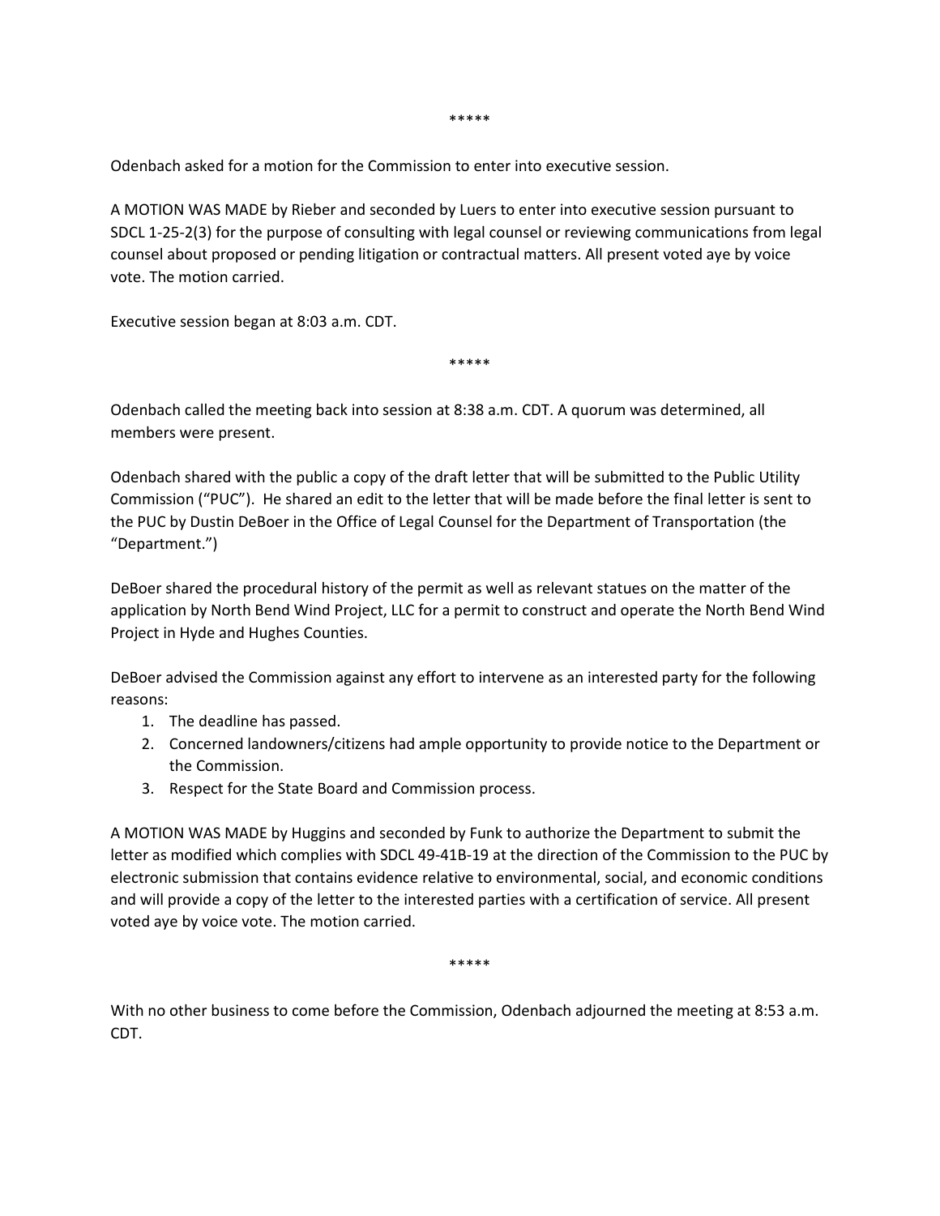*****

Odenbach asked for a motion for the Commission to enter into executive session.

A MOTION WAS MADE by Rieber and seconded by Luers to enter into executive session pursuant to SDCL 1-25-2(3) for the purpose of consulting with legal counsel or reviewing communications from legal counsel about proposed or pending litigation or contractual matters. All present voted aye by voice vote. The motion carried.

Executive session began at 8:03 a.m. CDT.

*****

Odenbach called the meeting back into session at 8:38 a.m. CDT. A quorum was determined, all members were present.

Odenbach shared with the public a copy of the draft letter that will be submitted to the Public Utility Commission ("PUC"). He shared an edit to the letter that will be made before the final letter is sent to the PUC by Dustin DeBoer in the Office of Legal Counsel for the Department of Transportation (the "Department.")

DeBoer shared the procedural history of the permit as well as relevant statues on the matter of the application by North Bend Wind Project, LLC for a permit to construct and operate the North Bend Wind Project in Hyde and Hughes Counties.

DeBoer advised the Commission against any effort to intervene as an interested party for the following reasons:

1. The deadline has passed.
2. Concerned landowners/citizens had ample opportunity to provide notice to the Department or the Commission.
3. Respect for the State Board and Commission process.

A MOTION WAS MADE by Huggins and seconded by Funk to authorize the Department to submit the letter as modified which complies with SDCL 49-41B-19 at the direction of the Commission to the PUC by electronic submission that contains evidence relative to environmental, social, and economic conditions and will provide a copy of the letter to the interested parties with a certification of service. All present voted aye by voice vote. The motion carried.

*****

With no other business to come before the Commission, Odenbach adjourned the meeting at 8:53 a.m. CDT.